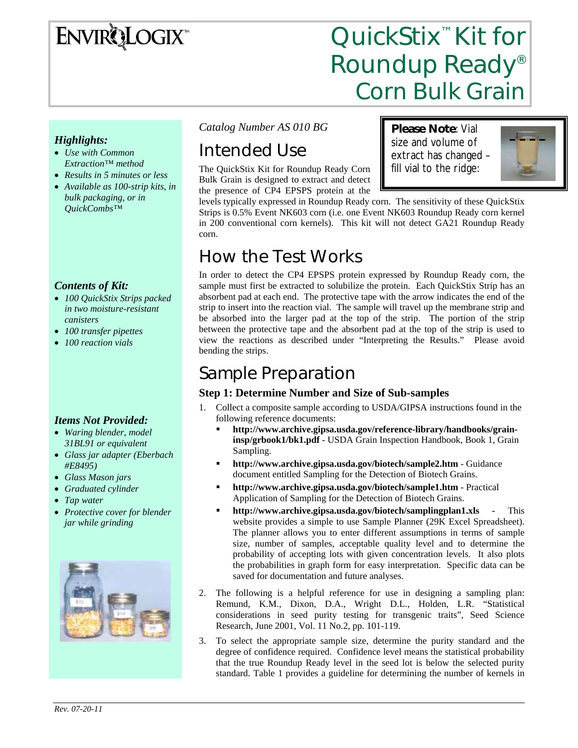# QuickStix™ Kit for Roundup Ready® Corn Bulk Grain

### *Highlights:*

- *Use with Common Extraction™ method*
- *Results in 5 minutes or less*
- *Available as 100-strip kits, in bulk packaging, or in QuickCombs™*

### *Contents of Kit:*

- *100 QuickStix Strips packed in two moisture-resistant canisters*
- *100 transfer pipettes*
- *100 reaction vials*

### *Items Not Provided:*

- *Waring blender, model 31BL91 or equivalent*
- *Glass jar adapter (Eberbach #E8495)*
- *Glass Mason jars*
- *Graduated cylinder*
- *Tap water*
- *Protective cover for blender jar while grinding*

*Catalog Number AS 010 BG*

**Please Note**: Vial size and volume of extract has changed – fill vial to the ridge:

## Intended Use

The QuickStix Kit for Roundup Ready Corn Bulk Grain is designed to extract and detect the presence of CP4 EPSPS protein at the levels typically expressed in Roundup Ready corn. The sensitivity of these QuickStix Strips is 0.5% Event NK603 corn (i.e. one Event NK603 Roundup Ready corn kernel in 200 conventional corn kernels). This kit will not detect GA21 Roundup Ready corn.

## How the Test Works

In order to detect the CP4 EPSPS protein expressed by Roundup Ready corn, the sample must first be extracted to solubilize the protein. Each QuickStix Strip has an absorbent pad at each end. The protective tape with the arrow indicates the end of the strip to insert into the reaction vial. The sample will travel up the membrane strip and be absorbed into the larger pad at the top of the strip. The portion of the strip between the protective tape and the absorbent pad at the top of the strip is used to view the reactions as described under "Interpreting the Results." Please avoid bending the strips.

## Sample Preparation

### Step 1: Determine Number and Size of Sub-samples

1. Collect a composite sample according to USDA/GIPSA instructions found in the following reference documents:
   - **http://www.archive.gipsa.usda.gov/reference-library/handbooks/grain-insp/grbook1/bk1.pdf** - USDA Grain Inspection Handbook, Book 1, Grain Sampling.
   - **http://www.archive.gipsa.usda.gov/biotech/sample2.htm** - Guidance document entitled Sampling for the Detection of Biotech Grains.
   - **http://www.archive.gipsa.usda.gov/biotech/sample1.htm** - Practical Application of Sampling for the Detection of Biotech Grains.
   - **http://www.archive.gipsa.usda.gov/biotech/samplingplan1.xls** - This website provides a simple to use Sample Planner (29K Excel Spreadsheet). The planner allows you to enter different assumptions in terms of sample size, number of samples, acceptable quality level and to determine the probability of accepting lots with given concentration levels. It also plots the probabilities in graph form for easy interpretation. Specific data can be saved for documentation and future analyses.
2. The following is a helpful reference for use in designing a sampling plan: Remund, K.M., Dixon, D.A., Wright D.L., Holden, L.R. "Statistical considerations in seed purity testing for transgenic traits", Seed Science Research, June 2001, Vol. 11 No.2, pp. 101-119.
3. To select the appropriate sample size, determine the purity standard and the degree of confidence required. Confidence level means the statistical probability that the true Roundup Ready level in the seed lot is below the selected purity standard. Table 1 provides a guideline for determining the number of kernels in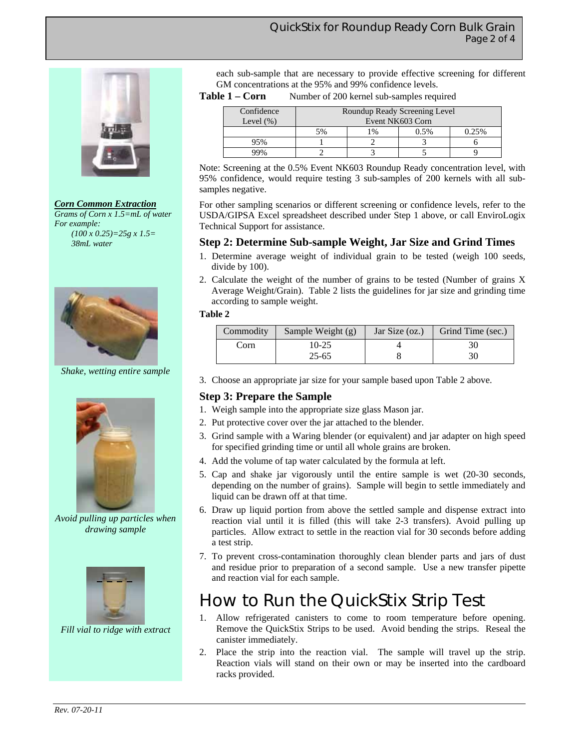each sub-sample that are necessary to provide effective screening for different GM concentrations at the 95% and 99% confidence levels.

**Table 1 – Corn** Number of 200 kernel sub-samples required

| Confidence Level (%) | Roundup Ready Screening Level Event NK603 Corn | | | |
|---|---|---|---|---|
| | 5% | 1% | 0.5% | 0.25% |
| 95% | 1 | 2 | 3 | 6 |
| 99% | 2 | 3 | 5 | 9 |

Note: Screening at the 0.5% Event NK603 Roundup Ready concentration level, with 95% confidence, would require testing 3 sub-samples of 200 kernels with all sub-samples negative.

For other sampling scenarios or different screening or confidence levels, refer to the USDA/GIPSA Excel spreadsheet described under Step 1 above, or call EnviroLogix Technical Support for assistance.

***Corn Common Extraction***

*Grams of Corn x 1.5=mL of water*
*For example:*
*(100 x 0.25)=25g x 1.5= 38mL water*

### Step 2: Determine Sub-sample Weight, Jar Size and Grind Times

1. Determine average weight of individual grain to be tested (weigh 100 seeds, divide by 100).
2. Calculate the weight of the number of grains to be tested (Number of grains X Average Weight/Grain). Table 2 lists the guidelines for jar size and grinding time according to sample weight.

**Table 2**

| Commodity | Sample Weight (g) | Jar Size (oz.) | Grind Time (sec.) |
|---|---|---|---|
| Corn | 10-25 | 4 | 30 |
| | 25-65 | 8 | 30 |

3. Choose an appropriate jar size for your sample based upon Table 2 above.

*Shake, wetting entire sample*

### Step 3: Prepare the Sample

1. Weigh sample into the appropriate size glass Mason jar.
2. Put protective cover over the jar attached to the blender.
3. Grind sample with a Waring blender (or equivalent) and jar adapter on high speed for specified grinding time or until all whole grains are broken.
4. Add the volume of tap water calculated by the formula at left.
5. Cap and shake jar vigorously until the entire sample is wet (20-30 seconds, depending on the number of grains). Sample will begin to settle immediately and liquid can be drawn off at that time.
6. Draw up liquid portion from above the settled sample and dispense extract into reaction vial until it is filled (this will take 2-3 transfers). Avoid pulling up particles. Allow extract to settle in the reaction vial for 30 seconds before adding a test strip.
7. To prevent cross-contamination thoroughly clean blender parts and jars of dust and residue prior to preparation of a second sample. Use a new transfer pipette and reaction vial for each sample.

*Avoid pulling up particles when drawing sample*

*Fill vial to ridge with extract*

## How to Run the QuickStix Strip Test

1. Allow refrigerated canisters to come to room temperature before opening. Remove the QuickStix Strips to be used. Avoid bending the strips. Reseal the canister immediately.
2. Place the strip into the reaction vial. The sample will travel up the strip. Reaction vials will stand on their own or may be inserted into the cardboard racks provided.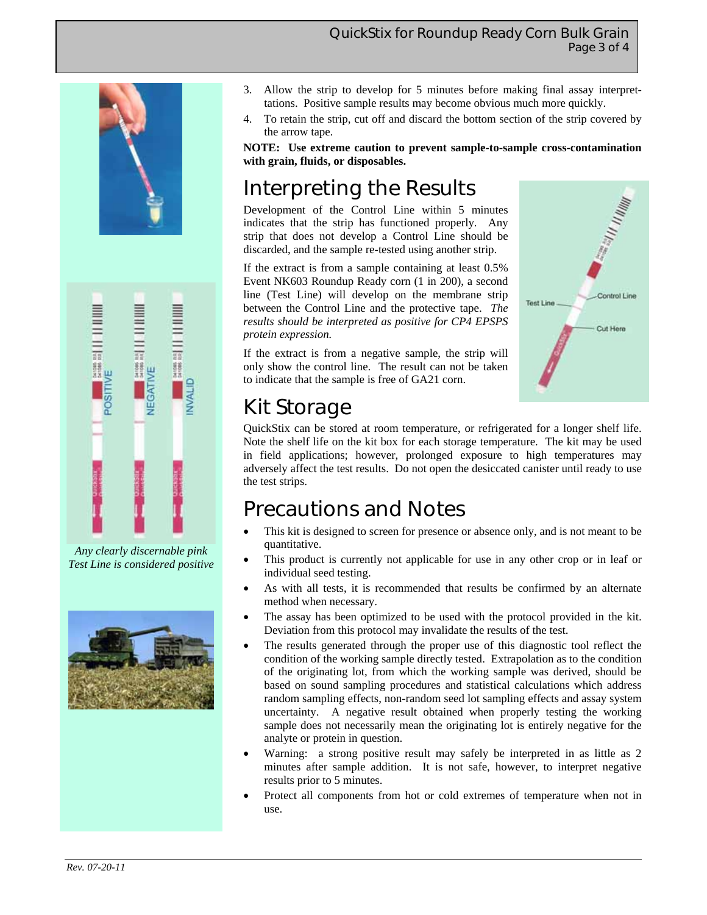3. Allow the strip to develop for 5 minutes before making final assay interpretations. Positive sample results may become obvious much more quickly.
4. To retain the strip, cut off and discard the bottom section of the strip covered by the arrow tape.

**NOTE: Use extreme caution to prevent sample-to-sample cross-contamination with grain, fluids, or disposables.**

*Any clearly discernable pink Test Line is considered positive*

## Interpreting the Results

Development of the Control Line within 5 minutes indicates that the strip has functioned properly. Any strip that does not develop a Control Line should be discarded, and the sample re-tested using another strip.

If the extract is from a sample containing at least 0.5% Event NK603 Roundup Ready corn (1 in 200), a second line (Test Line) will develop on the membrane strip between the Control Line and the protective tape. *The results should be interpreted as positive for CP4 EPSPS protein expression.*

If the extract is from a negative sample, the strip will only show the control line. The result can not be taken to indicate that the sample is free of GA21 corn.

## Kit Storage

QuickStix can be stored at room temperature, or refrigerated for a longer shelf life. Note the shelf life on the kit box for each storage temperature. The kit may be used in field applications; however, prolonged exposure to high temperatures may adversely affect the test results. Do not open the desiccated canister until ready to use the test strips.

## Precautions and Notes

- This kit is designed to screen for presence or absence only, and is not meant to be quantitative.
- This product is currently not applicable for use in any other crop or in leaf or individual seed testing.
- As with all tests, it is recommended that results be confirmed by an alternate method when necessary.
- The assay has been optimized to be used with the protocol provided in the kit. Deviation from this protocol may invalidate the results of the test.
- The results generated through the proper use of this diagnostic tool reflect the condition of the working sample directly tested. Extrapolation as to the condition of the originating lot, from which the working sample was derived, should be based on sound sampling procedures and statistical calculations which address random sampling effects, non-random seed lot sampling effects and assay system uncertainty. A negative result obtained when properly testing the working sample does not necessarily mean the originating lot is entirely negative for the analyte or protein in question.
- Warning: a strong positive result may safely be interpreted in as little as 2 minutes after sample addition. It is not safe, however, to interpret negative results prior to 5 minutes.
- Protect all components from hot or cold extremes of temperature when not in use.

*Rev. 07-20-11*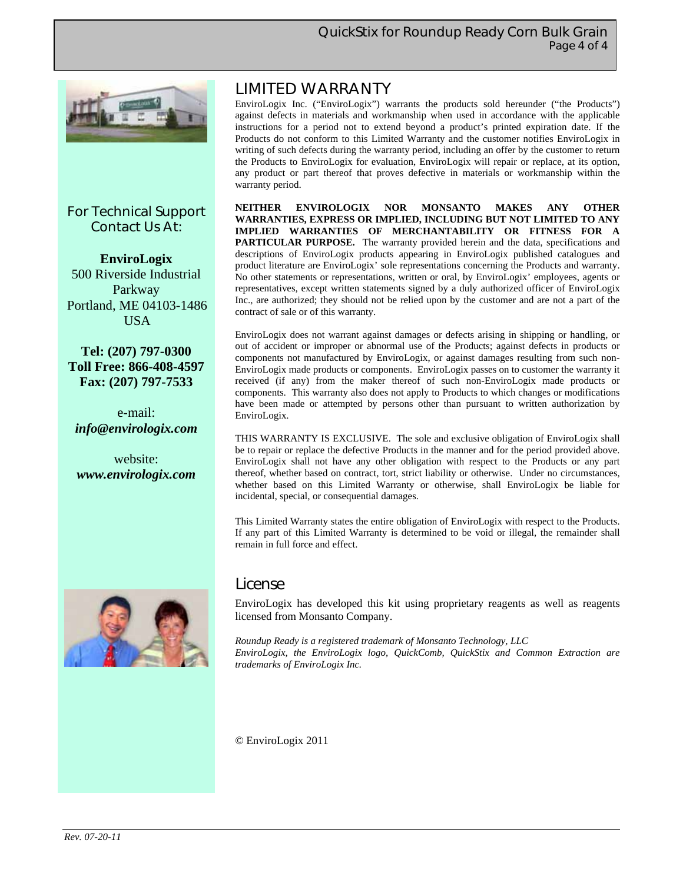## For Technical Support Contact Us At:

**EnviroLogix**
500 Riverside Industrial Parkway
Portland, ME 04103-1486
USA

**Tel: (207) 797-0300**
**Toll Free: 866-408-4597**
**Fax: (207) 797-7533**

e-mail:
***info@envirologix.com***

website:
***www.envirologix.com***

# LIMITED WARRANTY

EnviroLogix Inc. ("EnviroLogix") warrants the products sold hereunder ("the Products") against defects in materials and workmanship when used in accordance with the applicable instructions for a period not to extend beyond a product's printed expiration date. If the Products do not conform to this Limited Warranty and the customer notifies EnviroLogix in writing of such defects during the warranty period, including an offer by the customer to return the Products to EnviroLogix for evaluation, EnviroLogix will repair or replace, at its option, any product or part thereof that proves defective in materials or workmanship within the warranty period.

**NEITHER ENVIROLOGIX NOR MONSANTO MAKES ANY OTHER WARRANTIES, EXPRESS OR IMPLIED, INCLUDING BUT NOT LIMITED TO ANY IMPLIED WARRANTIES OF MERCHANTABILITY OR FITNESS FOR A PARTICULAR PURPOSE.** The warranty provided herein and the data, specifications and descriptions of EnviroLogix products appearing in EnviroLogix published catalogues and product literature are EnviroLogix' sole representations concerning the Products and warranty. No other statements or representations, written or oral, by EnviroLogix' employees, agents or representatives, except written statements signed by a duly authorized officer of EnviroLogix Inc., are authorized; they should not be relied upon by the customer and are not a part of the contract of sale or of this warranty.

EnviroLogix does not warrant against damages or defects arising in shipping or handling, or out of accident or improper or abnormal use of the Products; against defects in products or components not manufactured by EnviroLogix, or against damages resulting from such non-EnviroLogix made products or components. EnviroLogix passes on to customer the warranty it received (if any) from the maker thereof of such non-EnviroLogix made products or components. This warranty also does not apply to Products to which changes or modifications have been made or attempted by persons other than pursuant to written authorization by EnviroLogix.

THIS WARRANTY IS EXCLUSIVE. The sole and exclusive obligation of EnviroLogix shall be to repair or replace the defective Products in the manner and for the period provided above. EnviroLogix shall not have any other obligation with respect to the Products or any part thereof, whether based on contract, tort, strict liability or otherwise. Under no circumstances, whether based on this Limited Warranty or otherwise, shall EnviroLogix be liable for incidental, special, or consequential damages.

This Limited Warranty states the entire obligation of EnviroLogix with respect to the Products. If any part of this Limited Warranty is determined to be void or illegal, the remainder shall remain in full force and effect.

# License

EnviroLogix has developed this kit using proprietary reagents as well as reagents licensed from Monsanto Company.

*Roundup Ready is a registered trademark of Monsanto Technology, LLC*
*EnviroLogix, the EnviroLogix logo, QuickComb, QuickStix and Common Extraction are trademarks of EnviroLogix Inc.*

© EnviroLogix 2011

*Rev. 07-20-11*